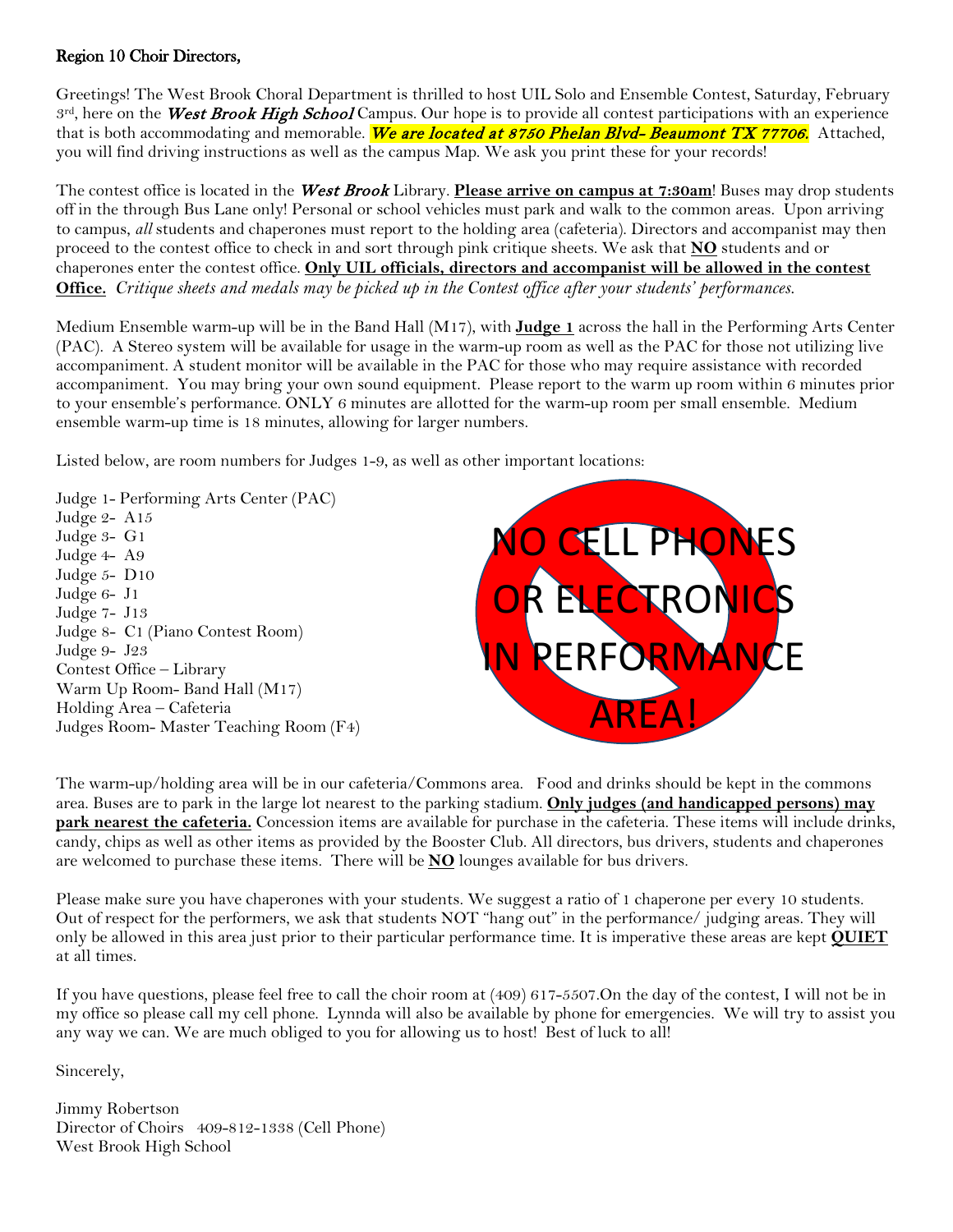**Region 10 Choir Directors,**

Greetings! The West Brook Choral Department is thrilled to host UIL Solo and Ensemble Contest, Saturday, February 3rd, here on the ***West Brook High School*** Campus. Our hope is to provide all contest participations with an experience that is both accommodating and memorable. ***We are located at 8750 Phelan Blvd- Beaumont TX 77706.*** Attached, you will find driving instructions as well as the campus Map. We ask you print these for your records!

The contest office is located in the ***West Brook*** Library. **Please arrive on campus at 7:30am**! Buses may drop students off in the through Bus Lane only! Personal or school vehicles must park and walk to the common areas. Upon arriving to campus, *all* students and chaperones must report to the holding area (cafeteria). Directors and accompanist may then proceed to the contest office to check in and sort through pink critique sheets. We ask that **NO** students and or chaperones enter the contest office. **Only UIL officials, directors and accompanist will be allowed in the contest Office.** *Critique sheets and medals may be picked up in the Contest office after your students' performances.*

Medium Ensemble warm-up will be in the Band Hall (M17), with **Judge 1** across the hall in the Performing Arts Center (PAC). A Stereo system will be available for usage in the warm-up room as well as the PAC for those not utilizing live accompaniment. A student monitor will be available in the PAC for those who may require assistance with recorded accompaniment. You may bring your own sound equipment. Please report to the warm up room within 6 minutes prior to your ensemble's performance. ONLY 6 minutes are allotted for the warm-up room per small ensemble. Medium ensemble warm-up time is 18 minutes, allowing for larger numbers.

Listed below, are room numbers for Judges 1-9, as well as other important locations:

Judge 1- Performing Arts Center (PAC)
Judge 2- A15
Judge 3- G1
Judge 4- A9
Judge 5- D10
Judge 6- J1
Judge 7- J13
Judge 8- C1 (Piano Contest Room)
Judge 9- J23
Contest Office – Library
Warm Up Room- Band Hall (M17)
Holding Area – Cafeteria
Judges Room- Master Teaching Room (F4)

NO CELL PHONES OR ELECTRONICS IN PERFORMANCE AREA!

The warm-up/holding area will be in our cafeteria/Commons area. Food and drinks should be kept in the commons area. Buses are to park in the large lot nearest to the parking stadium. **Only judges (and handicapped persons) may park nearest the cafeteria.** Concession items are available for purchase in the cafeteria. These items will include drinks, candy, chips as well as other items as provided by the Booster Club. All directors, bus drivers, students and chaperones are welcomed to purchase these items. There will be **NO** lounges available for bus drivers.

Please make sure you have chaperones with your students. We suggest a ratio of 1 chaperone per every 10 students. Out of respect for the performers, we ask that students NOT "hang out" in the performance/ judging areas. They will only be allowed in this area just prior to their particular performance time. It is imperative these areas are kept **QUIET** at all times.

If you have questions, please feel free to call the choir room at (409) 617-5507.On the day of the contest, I will not be in my office so please call my cell phone. Lynnda will also be available by phone for emergencies. We will try to assist you any way we can. We are much obliged to you for allowing us to host! Best of luck to all!

Sincerely,

Jimmy Robertson
Director of Choirs 409-812-1338 (Cell Phone)
West Brook High School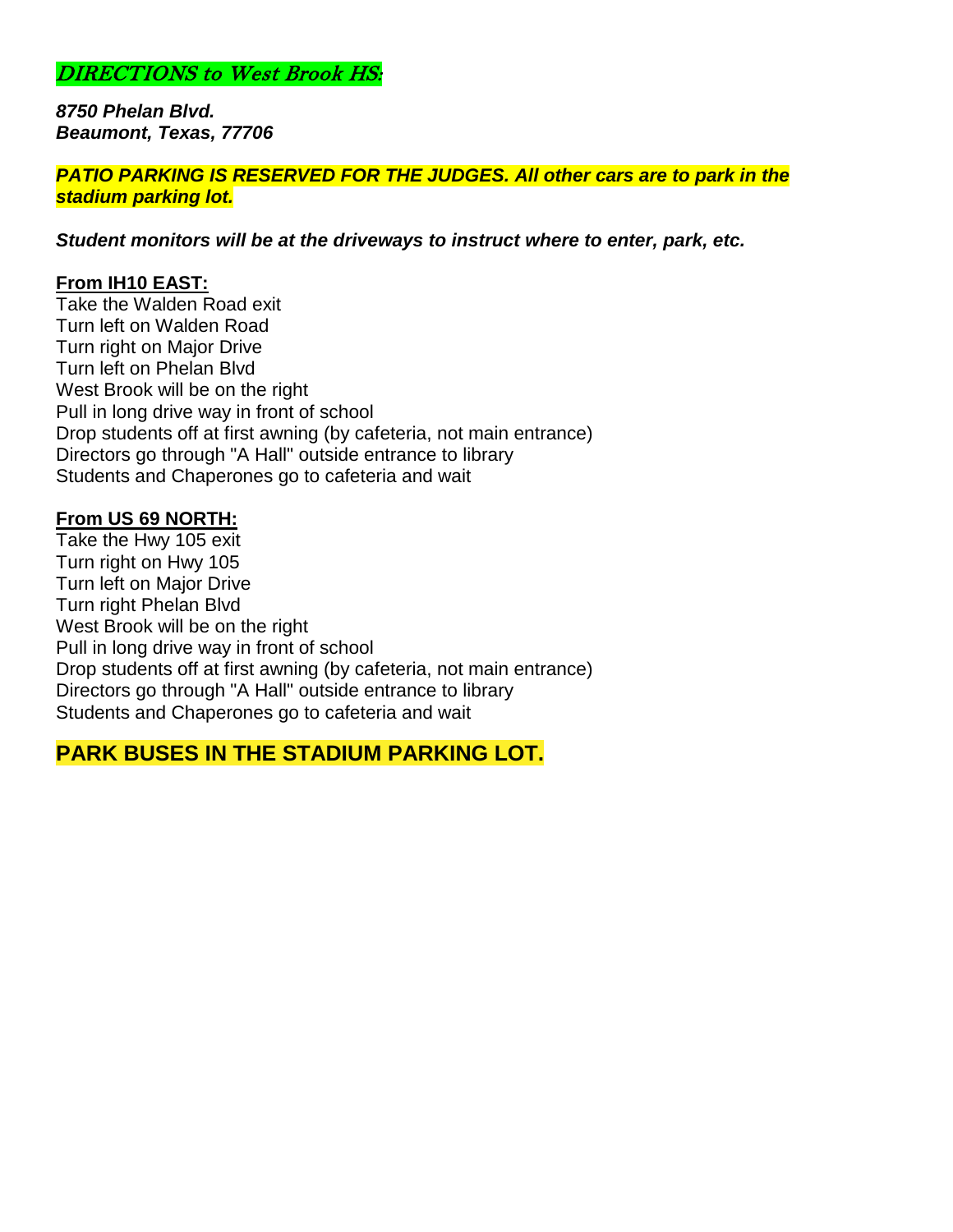## *DIRECTIONS to West Brook HS:*

***8750 Phelan Blvd.***
***Beaumont, Texas, 77706***

***PATIO PARKING IS RESERVED FOR THE JUDGES. All other cars are to park in the stadium parking lot.***

***Student monitors will be at the driveways to instruct where to enter, park, etc.***

**From IH10 EAST:**

Take the Walden Road exit
Turn left on Walden Road
Turn right on Major Drive
Turn left on Phelan Blvd
West Brook will be on the right
Pull in long drive way in front of school
Drop students off at first awning (by cafeteria, not main entrance)
Directors go through "A Hall" outside entrance to library
Students and Chaperones go to cafeteria and wait

**From US 69 NORTH:**

Take the Hwy 105 exit
Turn right on Hwy 105
Turn left on Major Drive
Turn right Phelan Blvd
West Brook will be on the right
Pull in long drive way in front of school
Drop students off at first awning (by cafeteria, not main entrance)
Directors go through "A Hall" outside entrance to library
Students and Chaperones go to cafeteria and wait

**PARK BUSES IN THE STADIUM PARKING LOT.**